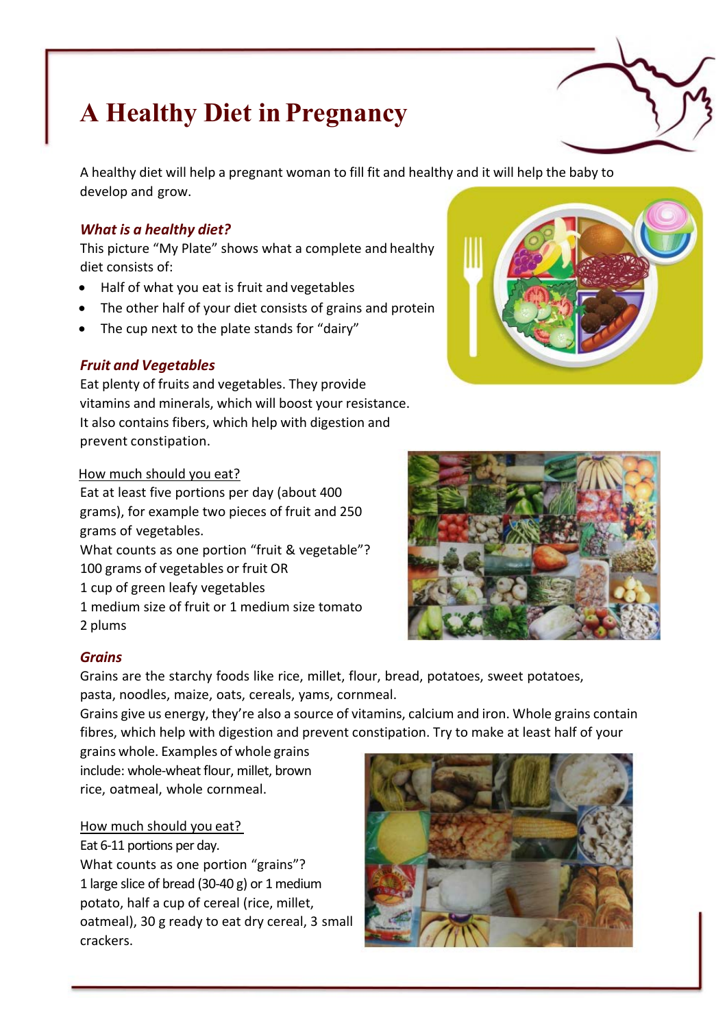# A Healthy Diet in Pregnancy

A healthy diet will help a pregnant woman to fill fit and healthy and it will help the baby to develop and grow.

### *What is a healthy diet?*

This picture "My Plate" shows what a complete and healthy diet consists of:

- Half of what you eat is fruit and vegetables
- The other half of your diet consists of grains and protein
- The cup next to the plate stands for "dairy"

### *Fruit and Vegetables*

Eat plenty of fruits and vegetables. They provide vitamins and minerals, which will boost your resistance. It also contains fibers, which help with digestion and prevent constipation.

How much should you eat?

Eat at least five portions per day (about 400 grams), for example two pieces of fruit and 250 grams of vegetables.

What counts as one portion "fruit & vegetable"?

100 grams of vegetables or fruit OR

1 cup of green leafy vegetables

1 medium size of fruit or 1 medium size tomato

2 plums

### *Grains*

Grains are the starchy foods like rice, millet, flour, bread, potatoes, sweet potatoes, pasta, noodles, maize, oats, cereals, yams, cornmeal.

Grains give us energy, they're also a source of vitamins, calcium and iron. Whole grains contain fibres, which help with digestion and prevent constipation. Try to make at least half of your grains whole. Examples of whole grains include: whole-wheat flour, millet, brown rice, oatmeal, whole cornmeal.

How much should you eat?

Eat 6-11 portions per day.

What counts as one portion "grains"?

1 large slice of bread (30-40 g) or 1 medium potato, half a cup of cereal (rice, millet, oatmeal), 30 g ready to eat dry cereal, 3 small crackers.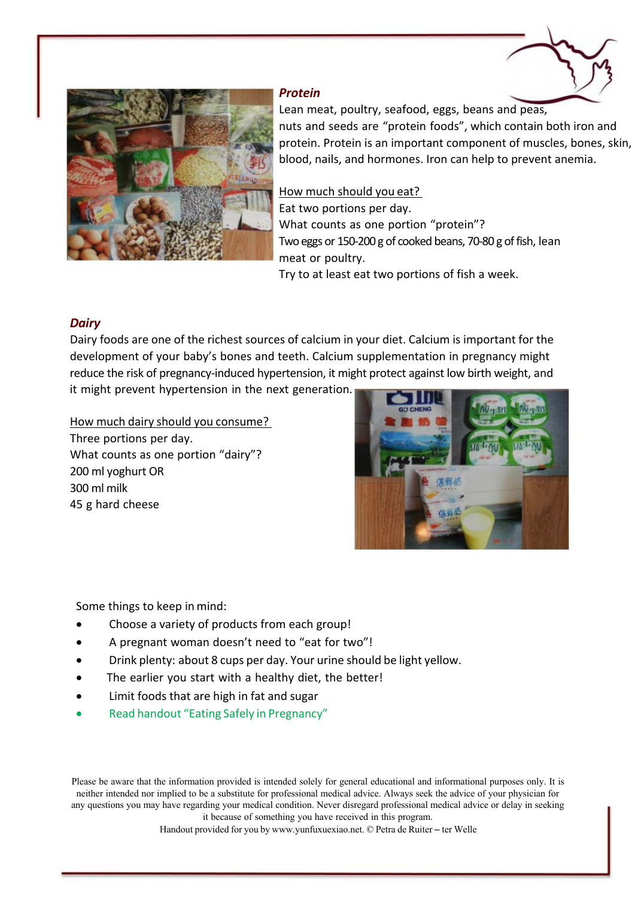### *Protein*

Lean meat, poultry, seafood, eggs, beans and peas, nuts and seeds are "protein foods", which contain both iron and protein. Protein is an important component of muscles, bones, skin, blood, nails, and hormones. Iron can help to prevent anemia.

How much should you eat?

Eat two portions per day.

What counts as one portion "protein"?

Two eggs or 150-200 g of cooked beans, 70-80 g of fish, lean meat or poultry.

Try to at least eat two portions of fish a week.

### *Dairy*

Dairy foods are one of the richest sources of calcium in your diet. Calcium is important for the development of your baby's bones and teeth. Calcium supplementation in pregnancy might reduce the risk of pregnancy-induced hypertension, it might protect against low birth weight, and it might prevent hypertension in the next generation.

How much dairy should you consume?

Three portions per day.

What counts as one portion "dairy"?

200 ml yoghurt OR

300 ml milk

45 g hard cheese

Some things to keep in mind:

- Choose a variety of products from each group!
- A pregnant woman doesn't need to "eat for two"!
- Drink plenty: about 8 cups per day. Your urine should be light yellow.
- The earlier you start with a healthy diet, the better!
- Limit foods that are high in fat and sugar
- Read handout "Eating Safely in Pregnancy"

Please be aware that the information provided is intended solely for general educational and informational purposes only. It is neither intended nor implied to be a substitute for professional medical advice. Always seek the advice of your physician for any questions you may have regarding your medical condition. Never disregard professional medical advice or delay in seeking it because of something you have received in this program.

Handout provided for you by www.yunfuxuexiao.net. © Petra de Ruiter – ter Welle